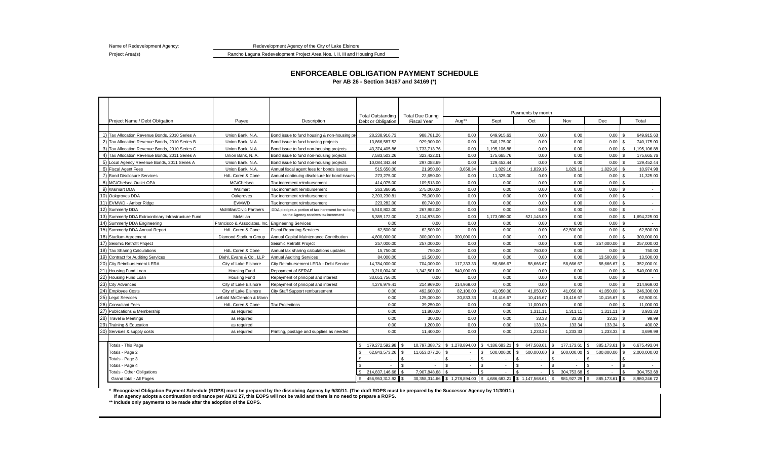Name of Redevelopment Agency: Redevelopment Agency of the City of Lake Elsinore

Project Area(s): Rancho Laguna Redevelopment Project Area Nos. I, II, III and Housing Fund

# ENFORCEABLE OBLIGATION PAYMENT SCHEDULE

**Per AB 26 - Section 34167 and 34169 (\*)**

| | Project Name / Debt Obligation | Payee | Description | Total Outstanding Debt or Obligation | Total Due During Fiscal Year | Payments by month | | | | | |
|---|---|---|---|---|---|---|---|---|---|---|---|
| | | | | | | Aug** | Sept | Oct | Nov | Dec | Total |
| 1) | Tax Allocation Revenue Bonds, 2010 Series A | Union Bank, N.A. | Bond issue to fund housing & non-housing pr | 28,238,916.73 | 988,781.26 | 0.00 | 649,915.63 | 0.00 | 0.00 | 0.00 | $ 649,915.63 |
| 2) | Tax Allocation Revenue Bonds, 2010 Series B | Union Bank, N.A. | Bond issue to fund housing projects | 13,866,587.52 | 929,900.00 | 0.00 | 740,175.00 | 0.00 | 0.00 | 0.00 | $ 740,175.00 |
| 3) | Tax Allocation Revenue Bonds, 2010 Series C | Union Bank, N.A. | Bond issue to fund non-housing projects | 43,374,405.86 | 1,733,713.76 | 0.00 | 1,195,106.88 | 0.00 | 0.00 | 0.00 | $ 1,195,106.88 |
| 4) | Tax Allocation Revenue Bonds, 2011 Series A | Union Bank, N. A. | Bond issue to fund non-housing projects | 7,583,503.26 | 323,422.01 | 0.00 | 175,665.76 | 0.00 | 0.00 | 0.00 | $ 175,665.76 |
| 5) | Local Agency Revenue Bonds, 2011 Series A | Union Bank, N.A. | Bond issue to fund non-housing projects | 10,084,342.44 | 297,088.69 | 0.00 | 129,452.44 | 0.00 | 0.00 | 0.00 | $ 129,452.44 |
| 6) | Fiscal Agent Fees | Union Bank, N.A. | Annual fiscal agent fees for bonds issues | 515,650.00 | 21,950.00 | 3,658.34 | 1,829.16 | 1,829.16 | 1,829.16 | 1,829.16 | $ 10,974.98 |
| 7) | Bond Disclosure Services | HdL Coren & Cone | Annual continuing disclosure for bond issues | 273,275.00 | 22,650.00 | 0.00 | 11,325.00 | 0.00 | 0.00 | 0.00 | $ 11,325.00 |
| 8) | MG/Chelsea Outlet OPA | MG/Chelsea | Tax increment reimbursement | 414,075.00 | 109,513.00 | 0.00 | 0.00 | 0.00 | 0.00 | 0.00 | $ - |
| 9) | Walmart DDA | Walmart | Tax increment reimbursement | 263,360.95 | 275,000.00 | 0.00 | 0.00 | 0.00 | 0.00 | 0.00 | $ - |
| 10) | Oakgroves DDA | Oakgroves | Tax increment reimbursement | 2,393,230.81 | 75,000.00 | 0.00 | 0.00 | 0.00 | 0.00 | 0.00 | $ - |
| 11) | EVMWD - Amber Ridge | EVMWD | Tax increment reimbursement | 223,282.00 | 60,740.00 | 0.00 | 0.00 | 0.00 | 0.00 | 0.00 | $ - |
| 12) | Summerly DDA | McMillan/Civic Partners | DDA pledges a portion of tax increment for so long as the Agency receives tax increment | 5,510,802.00 | 267,982.00 | 0.00 | 0.00 | 0.00 | 0.00 | 0.00 | $ - |
| 13) | Summerly DDA Extraordinary Infrastructure Fund | McMillan | | 5,389,172.00 | 2,114,878.00 | 0.00 | 1,173,080.00 | 521,145.00 | 0.00 | 0.00 | $ 1,694,225.00 |
| 14) | Summerly DDA Engineering | Francisco & Associates, Inc. | Engineering Services | 0.00 | 0.00 | 0.00 | 0.00 | 0.00 | 0.00 | 0.00 | $ - |
| 15) | Summerly DDA Annual Report | HdL Coren & Cone | Fiscal Reporting Services | 62,500.00 | 62,500.00 | 0.00 | 0.00 | 0.00 | 62,500.00 | 0.00 | $ 62,500.00 |
| 16) | Stadium Agreement | Diamond Stadium Group | Annual Capital Maintenance Contribution | 4,800,000.00 | 300,000.00 | 300,000.00 | 0.00 | 0.00 | 0.00 | 0.00 | $ 300,000.00 |
| 17) | Seismic Retrofit Project | | Seismic Retrofit Project | 257,000.00 | 257,000.00 | 0.00 | 0.00 | 0.00 | 0.00 | 257,000.00 | $ 257,000.00 |
| 18) | Tax Sharing Calculations | HdL Coren & Cone | Annual tax sharing calculations updates | 15,750.00 | 750.00 | 0.00 | 0.00 | 750.00 | 0.00 | 0.00 | $ 750.00 |
| 19) | Contract for Auditing Services | Diehl, Evans & Co., LLP | Annual Auditing Services | 84,000.00 | 13,500.00 | 0.00 | 0.00 | 0.00 | 0.00 | 13,500.00 | $ 13,500.00 |
| 20) | City Reimbursement LERA | City of Lake Elsinore | City Reimbursement LERA - Debt Service | 14,784,000.00 | 704,000.00 | 117,333.33 | 58,666.67 | 58,666.67 | 58,666.67 | 58,666.67 | $ 352,000.01 |
| 21) | Housing Fund Loan | Housing Fund | Repayment of SERAF | 3,210,004.00 | 1,342,501.00 | 540,000.00 | 0.00 | 0.00 | 0.00 | 0.00 | $ 540,000.00 |
| 22) | Housing Fund Loan | Housing Fund | Repayment of principal and interest | 33,651,756.00 | 0.00 | 0.00 | 0.00 | 0.00 | 0.00 | 0.00 | $ - |
| 23) | City Advances | City of Lake Elsinore | Repayment of principal and interest | 4,276,979.41 | 214,969.00 | 214,969.00 | 0.00 | 0.00 | 0.00 | 0.00 | $ 214,969.00 |
| 24) | Employee Costs | City of Lake Elsinore | City Staff Support reimbursement | 0.00 | 492,600.00 | 82,100.00 | 41,050.00 | 41,050.00 | 41,050.00 | 41,050.00 | $ 246,300.00 |
| 25) | Legal Services | Leibold McClendon & Mann | | 0.00 | 125,000.00 | 20,833.33 | 10,416.67 | 10,416.67 | 10,416.67 | 10,416.67 | $ 62,500.01 |
| 26) | Consultant Fees | HdL Coren & Cone | Tax Projections | 0.00 | 39,250.00 | 0.00 | 0.00 | 11,000.00 | 0.00 | 0.00 | $ 11,000.00 |
| 27) | Publications & Membership | as required | | 0.00 | 11,800.00 | 0.00 | 0.00 | 1,311.11 | 1,311.11 | 1,311.11 | $ 3,933.33 |
| 28) | Travel & Meetings | as required | | 0.00 | 300.00 | 0.00 | 0.00 | 33.33 | 33.33 | 33.33 | $ 99.99 |
| 29) | Training & Education | as required | | 0.00 | 1,200.00 | 0.00 | 0.00 | 133.34 | 133.34 | 133.34 | $ 400.02 |
| 30) | Services & supply costs | as required | Printing, postage and supplies as needed | 0.00 | 11,400.00 | 0.00 | 0.00 | 1,233.33 | 1,233.33 | 1,233.33 | $ 3,699.99 |
| | Totals - This Page | | | $ 179,272,592.98 | $ 10,797,388.72 | $ 1,278,894.00 | $ 4,186,683.21 | $ 647,568.61 | $ 177,173.61 | $ 385,173.61 | $ 6,675,493.04 |
| | Totals - Page 2 | | | $ 62,843,573.26 | $ 11,653,077.26 | $ - | $ 500,000.00 | $ 500,000.00 | $ 500,000.00 | $ 500,000.00 | $ 2,000,000.00 |
| | Totals - Page 3 | | | $ - | $ - | $ - | $ - | $ - | $ - | $ - | $ - |
| | Totals - Page 4 | | | $ - | $ - | $ - | $ - | $ - | $ - | $ - | $ - |
| | Totals - Other Obligations | | | $ 214,837,146.68 | $ 7,907,848.68 | $ - | $ - | $ - | $ 304,753.68 | $ - | $ 304,753.68 |
| | Grand total - All Pages | | | $ 456,953,312.92 | $ 30,358,314.66 | $ 1,278,894.00 | $ 4,686,683.21 | $ 1,147,568.61 | $ 981,927.29 | $ 885,173.61 | $ 8,980,246.72 |

**\* Recognized Obligation Payment Schedule (ROPS) must be prepared by the dissolving Agency by 9/30/11. (The draft ROPS must be prepared by the Successor Agency by 11/30/11.)**
**If an agency adopts a continuation ordinance per ABX1 27, this EOPS will not be valid and there is no need to prepare a ROPS.**

**\*\* Include only payments to be made after the adoption of the EOPS.**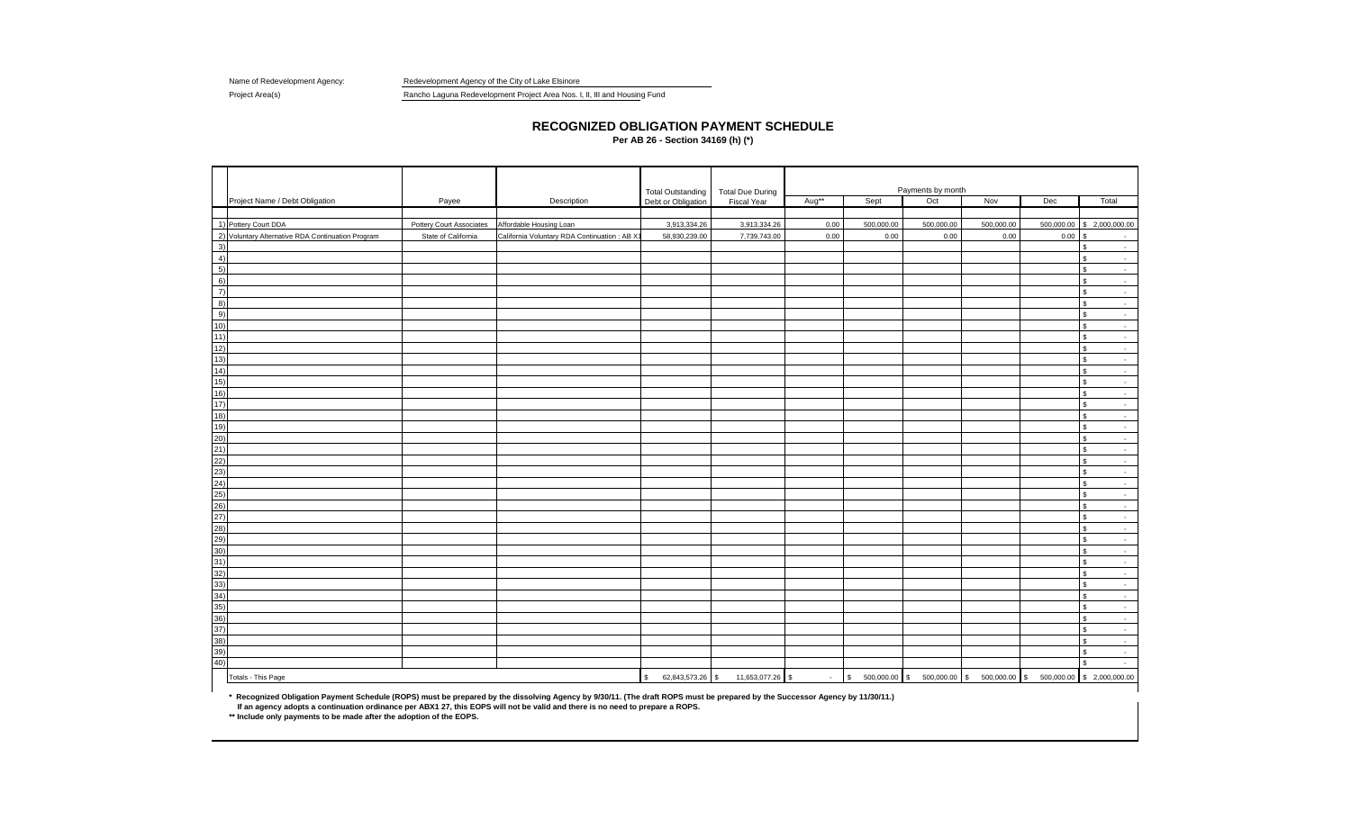Name of Redevelopment Agency: Redevelopment Agency of the City of Lake Elsinore

Project Area(s): Rancho Laguna Redevelopment Project Area Nos. I, II, III and Housing Fund

# RECOGNIZED OBLIGATION PAYMENT SCHEDULE

**Per AB 26 - Section 34169 (h) (*)**

| | Project Name / Debt Obligation | Payee | Description | Total Outstanding Debt or Obligation | Total Due During Fiscal Year | Payments by month | | | | | |
|---|---|---|---|---|---|---|---|---|---|---|---|
| | | | | | | Aug** | Sept | Oct | Nov | Dec | Total |
| 1) | Pottery Court DDA | Pottery Court Associates | Affordable Housing Loan | 3,913,334.26 | 3,913,334.26 | 0.00 | 500,000.00 | 500,000.00 | 500,000.00 | 500,000.00 | $ 2,000,000.00 |
| 2) | Voluntary Alternative RDA Continuation Program | State of California | California Voluntary RDA Continuation : AB X1 | 58,930,239.00 | 7,739,743.00 | 0.00 | 0.00 | 0.00 | 0.00 | 0.00 | $ - |
| 3) | | | | | | | | | | | $ - |
| 4) | | | | | | | | | | | $ - |
| 5) | | | | | | | | | | | $ - |
| 6) | | | | | | | | | | | $ - |
| 7) | | | | | | | | | | | $ - |
| 8) | | | | | | | | | | | $ - |
| 9) | | | | | | | | | | | $ - |
| 10) | | | | | | | | | | | $ - |
| 11) | | | | | | | | | | | $ - |
| 12) | | | | | | | | | | | $ - |
| 13) | | | | | | | | | | | $ - |
| 14) | | | | | | | | | | | $ - |
| 15) | | | | | | | | | | | $ - |
| 16) | | | | | | | | | | | $ - |
| 17) | | | | | | | | | | | $ - |
| 18) | | | | | | | | | | | $ - |
| 19) | | | | | | | | | | | $ - |
| 20) | | | | | | | | | | | $ - |
| 21) | | | | | | | | | | | $ - |
| 22) | | | | | | | | | | | $ - |
| 23) | | | | | | | | | | | $ - |
| 24) | | | | | | | | | | | $ - |
| 25) | | | | | | | | | | | $ - |
| 26) | | | | | | | | | | | $ - |
| 27) | | | | | | | | | | | $ - |
| 28) | | | | | | | | | | | $ - |
| 29) | | | | | | | | | | | $ - |
| 30) | | | | | | | | | | | $ - |
| 31) | | | | | | | | | | | $ - |
| 32) | | | | | | | | | | | $ - |
| 33) | | | | | | | | | | | $ - |
| 34) | | | | | | | | | | | $ - |
| 35) | | | | | | | | | | | $ - |
| 36) | | | | | | | | | | | $ - |
| 37) | | | | | | | | | | | $ - |
| 38) | | | | | | | | | | | $ - |
| 39) | | | | | | | | | | | $ - |
| 40) | | | | | | | | | | | $ - |
| | Totals - This Page | | | $ 62,843,573.26 | $ 11,653,077.26 | $ - | $ 500,000.00 | $ 500,000.00 | $ 500,000.00 | $ 500,000.00 | $ 2,000,000.00 |

**\* Recognized Obligation Payment Schedule (ROPS) must be prepared by the dissolving Agency by 9/30/11. (The draft ROPS must be prepared by the Successor Agency by 11/30/11.)**
**If an agency adopts a continuation ordinance per ABX1 27, this EOPS will not be valid and there is no need to prepare a ROPS.**

**\*\* Include only payments to be made after the adoption of the EOPS.**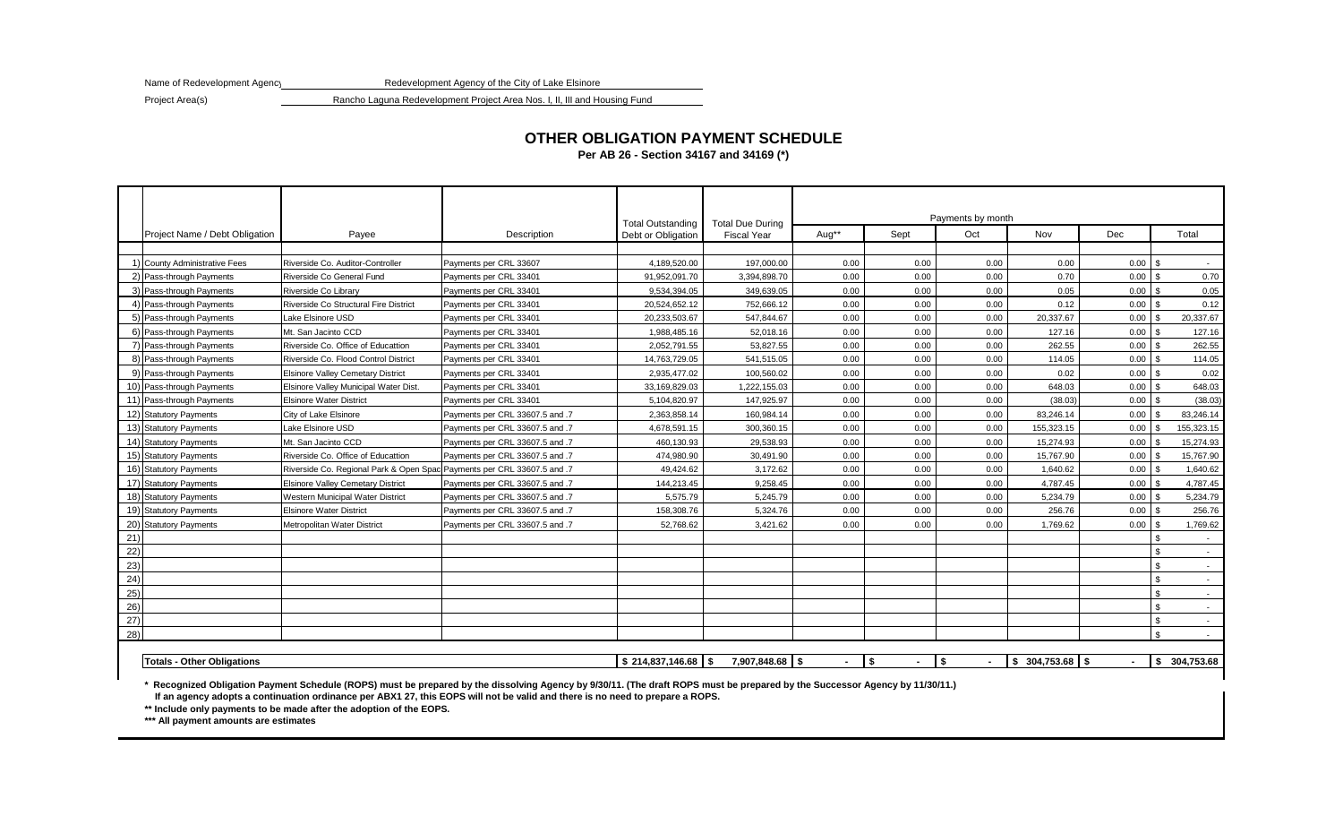Name of Redevelopment Agency: Redevelopment Agency of the City of Lake Elsinore

Project Area(s): Rancho Laguna Redevelopment Project Area Nos. I, II, III and Housing Fund

# OTHER OBLIGATION PAYMENT SCHEDULE

**Per AB 26 - Section 34167 and 34169 (*)**

| | Project Name / Debt Obligation | Payee | Description | Total Outstanding Debt or Obligation | Total Due During Fiscal Year | Payments by month | | | | | |
|---|---|---|---|---|---|---|---|---|---|---|---|
| | | | | | | Aug** | Sept | Oct | Nov | Dec | Total |
| 1) | County Administrative Fees | Riverside Co. Auditor-Controller | Payments per CRL 33607 | 4,189,520.00 | 197,000.00 | 0.00 | 0.00 | 0.00 | 0.00 | 0.00 | $ - |
| 2) | Pass-through Payments | Riverside Co General Fund | Payments per CRL 33401 | 91,952,091.70 | 3,394,898.70 | 0.00 | 0.00 | 0.00 | 0.70 | 0.00 | $ 0.70 |
| 3) | Pass-through Payments | Riverside Co Library | Payments per CRL 33401 | 9,534,394.05 | 349,639.05 | 0.00 | 0.00 | 0.00 | 0.05 | 0.00 | $ 0.05 |
| 4) | Pass-through Payments | Riverside Co Structural Fire District | Payments per CRL 33401 | 20,524,652.12 | 752,666.12 | 0.00 | 0.00 | 0.00 | 0.12 | 0.00 | $ 0.12 |
| 5) | Pass-through Payments | Lake Elsinore USD | Payments per CRL 33401 | 20,233,503.67 | 547,844.67 | 0.00 | 0.00 | 0.00 | 20,337.67 | 0.00 | $ 20,337.67 |
| 6) | Pass-through Payments | Mt. San Jacinto CCD | Payments per CRL 33401 | 1,988,485.16 | 52,018.16 | 0.00 | 0.00 | 0.00 | 127.16 | 0.00 | $ 127.16 |
| 7) | Pass-through Payments | Riverside Co. Office of Educattion | Payments per CRL 33401 | 2,052,791.55 | 53,827.55 | 0.00 | 0.00 | 0.00 | 262.55 | 0.00 | $ 262.55 |
| 8) | Pass-through Payments | Riverside Co. Flood Control District | Payments per CRL 33401 | 14,763,729.05 | 541,515.05 | 0.00 | 0.00 | 0.00 | 114.05 | 0.00 | $ 114.05 |
| 9) | Pass-through Payments | Elsinore Valley Cemetary District | Payments per CRL 33401 | 2,935,477.02 | 100,560.02 | 0.00 | 0.00 | 0.00 | 0.02 | 0.00 | $ 0.02 |
| 10) | Pass-through Payments | Elsinore Valley Municipal Water Dist. | Payments per CRL 33401 | 33,169,829.03 | 1,222,155.03 | 0.00 | 0.00 | 0.00 | 648.03 | 0.00 | $ 648.03 |
| 11) | Pass-through Payments | Elsinore Water District | Payments per CRL 33401 | 5,104,820.97 | 147,925.97 | 0.00 | 0.00 | 0.00 | (38.03) | 0.00 | $ (38.03) |
| 12) | Statutory Payments | City of Lake Elsinore | Payments per CRL 33607.5 and .7 | 2,363,858.14 | 160,984.14 | 0.00 | 0.00 | 0.00 | 83,246.14 | 0.00 | $ 83,246.14 |
| 13) | Statutory Payments | Lake Elsinore USD | Payments per CRL 33607.5 and .7 | 4,678,591.15 | 300,360.15 | 0.00 | 0.00 | 0.00 | 155,323.15 | 0.00 | $ 155,323.15 |
| 14) | Statutory Payments | Mt. San Jacinto CCD | Payments per CRL 33607.5 and .7 | 460,130.93 | 29,538.93 | 0.00 | 0.00 | 0.00 | 15,274.93 | 0.00 | $ 15,274.93 |
| 15) | Statutory Payments | Riverside Co. Office of Educattion | Payments per CRL 33607.5 and .7 | 474,980.90 | 30,491.90 | 0.00 | 0.00 | 0.00 | 15,767.90 | 0.00 | $ 15,767.90 |
| 16) | Statutory Payments | Riverside Co. Regional Park & Open Spac | Payments per CRL 33607.5 and .7 | 49,424.62 | 3,172.62 | 0.00 | 0.00 | 0.00 | 1,640.62 | 0.00 | $ 1,640.62 |
| 17) | Statutory Payments | Elsinore Valley Cemetary District | Payments per CRL 33607.5 and .7 | 144,213.45 | 9,258.45 | 0.00 | 0.00 | 0.00 | 4,787.45 | 0.00 | $ 4,787.45 |
| 18) | Statutory Payments | Western Municipal Water District | Payments per CRL 33607.5 and .7 | 5,575.79 | 5,245.79 | 0.00 | 0.00 | 0.00 | 5,234.79 | 0.00 | $ 5,234.79 |
| 19) | Statutory Payments | Elsinore Water District | Payments per CRL 33607.5 and .7 | 158,308.76 | 5,324.76 | 0.00 | 0.00 | 0.00 | 256.76 | 0.00 | $ 256.76 |
| 20) | Statutory Payments | Metropolitan Water District | Payments per CRL 33607.5 and .7 | 52,768.62 | 3,421.62 | 0.00 | 0.00 | 0.00 | 1,769.62 | 0.00 | $ 1,769.62 |
| 21) | | | | | | | | | | | $ - |
| 22) | | | | | | | | | | | $ - |
| 23) | | | | | | | | | | | $ - |
| 24) | | | | | | | | | | | $ - |
| 25) | | | | | | | | | | | $ - |
| 26) | | | | | | | | | | | $ - |
| 27) | | | | | | | | | | | $ - |
| 28) | | | | | | | | | | | $ - |
| | **Totals - Other Obligations** | | | **$ 214,837,146.68** | **$ 7,907,848.68** | **$ -** | **$ -** | **$ -** | **$ 304,753.68** | **$ -** | **$ 304,753.68** |

**\* Recognized Obligation Payment Schedule (ROPS) must be prepared by the dissolving Agency by 9/30/11. (The draft ROPS must be prepared by the Successor Agency by 11/30/11.)**
**If an agency adopts a continuation ordinance per ABX1 27, this EOPS will not be valid and there is no need to prepare a ROPS.**

**\*\* Include only payments to be made after the adoption of the EOPS.**

**\*\*\* All payment amounts are estimates**